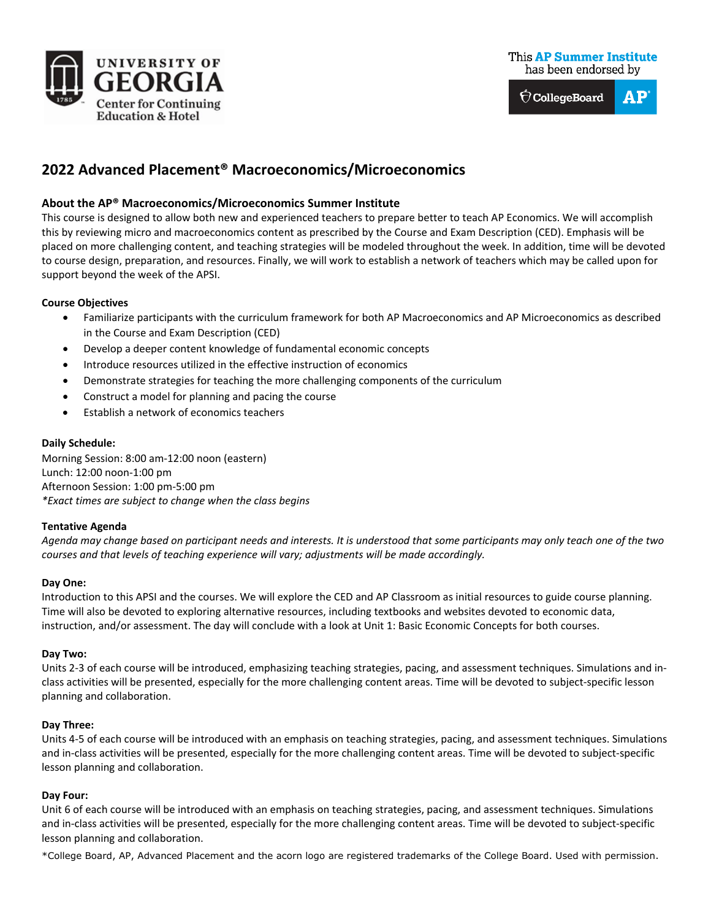UNIVERSITY OF GEORGIA
Center for Continuing Education & Hotel

This AP Summer Institute has been endorsed by CollegeBoard AP

# 2022 Advanced Placement® Macroeconomics/Microeconomics

## About the AP® Macroeconomics/Microeconomics Summer Institute

This course is designed to allow both new and experienced teachers to prepare better to teach AP Economics. We will accomplish this by reviewing micro and macroeconomics content as prescribed by the Course and Exam Description (CED). Emphasis will be placed on more challenging content, and teaching strategies will be modeled throughout the week. In addition, time will be devoted to course design, preparation, and resources. Finally, we will work to establish a network of teachers which may be called upon for support beyond the week of the APSI.

**Course Objectives**

- Familiarize participants with the curriculum framework for both AP Macroeconomics and AP Microeconomics as described in the Course and Exam Description (CED)
- Develop a deeper content knowledge of fundamental economic concepts
- Introduce resources utilized in the effective instruction of economics
- Demonstrate strategies for teaching the more challenging components of the curriculum
- Construct a model for planning and pacing the course
- Establish a network of economics teachers

**Daily Schedule:**

Morning Session: 8:00 am-12:00 noon (eastern)
Lunch: 12:00 noon-1:00 pm
Afternoon Session: 1:00 pm-5:00 pm
*\*Exact times are subject to change when the class begins*

**Tentative Agenda**

*Agenda may change based on participant needs and interests. It is understood that some participants may only teach one of the two courses and that levels of teaching experience will vary; adjustments will be made accordingly.*

**Day One:**

Introduction to this APSI and the courses. We will explore the CED and AP Classroom as initial resources to guide course planning. Time will also be devoted to exploring alternative resources, including textbooks and websites devoted to economic data, instruction, and/or assessment. The day will conclude with a look at Unit 1: Basic Economic Concepts for both courses.

**Day Two:**

Units 2-3 of each course will be introduced, emphasizing teaching strategies, pacing, and assessment techniques. Simulations and in-class activities will be presented, especially for the more challenging content areas. Time will be devoted to subject-specific lesson planning and collaboration.

**Day Three:**

Units 4-5 of each course will be introduced with an emphasis on teaching strategies, pacing, and assessment techniques. Simulations and in-class activities will be presented, especially for the more challenging content areas. Time will be devoted to subject-specific lesson planning and collaboration.

**Day Four:**

Unit 6 of each course will be introduced with an emphasis on teaching strategies, pacing, and assessment techniques. Simulations and in-class activities will be presented, especially for the more challenging content areas. Time will be devoted to subject-specific lesson planning and collaboration.

*College Board, AP, Advanced Placement and the acorn logo are registered trademarks of the College Board. Used with permission.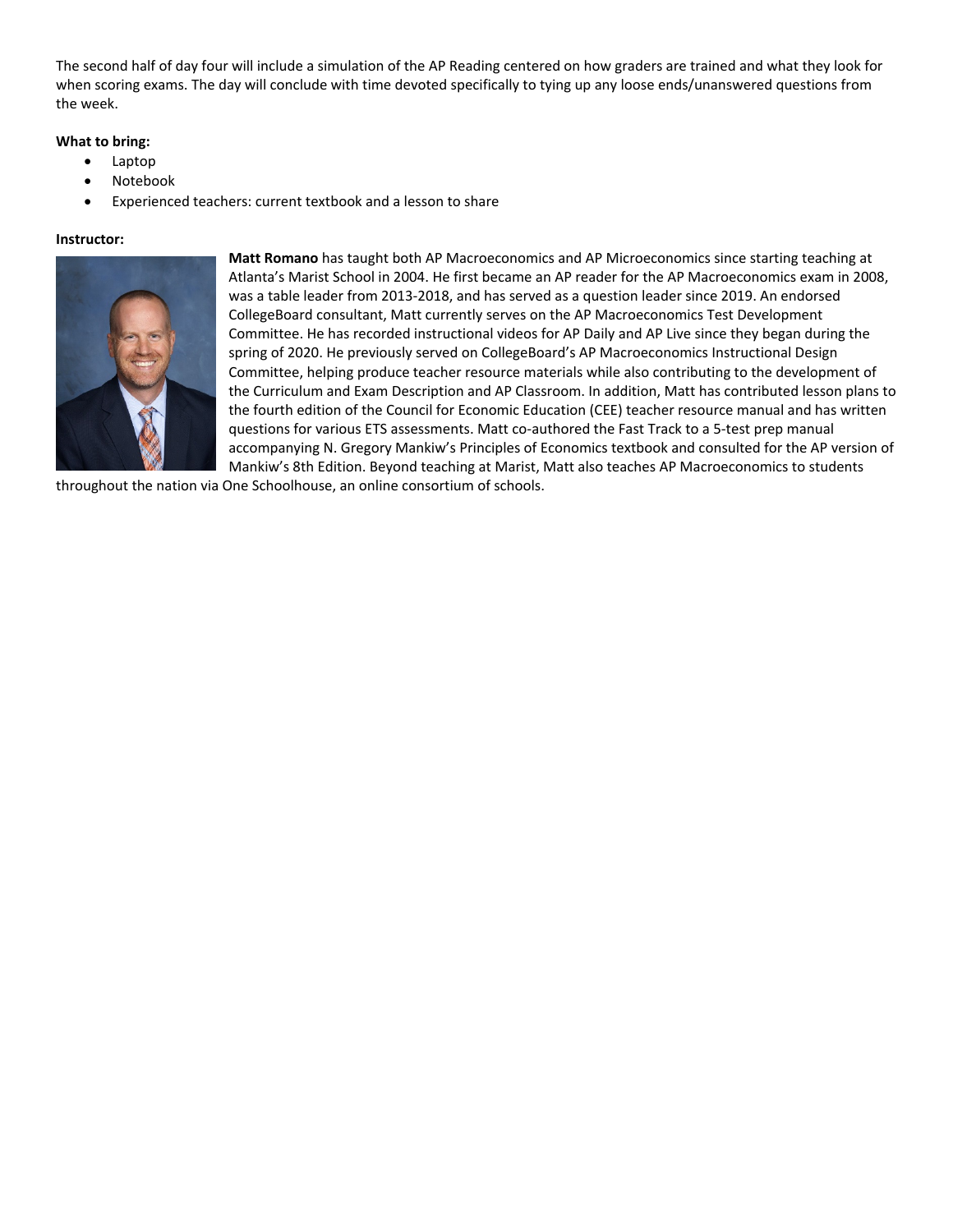The second half of day four will include a simulation of the AP Reading centered on how graders are trained and what they look for when scoring exams. The day will conclude with time devoted specifically to tying up any loose ends/unanswered questions from the week.

**What to bring:**

- Laptop
- Notebook
- Experienced teachers: current textbook and a lesson to share

**Instructor:**

**Matt Romano** has taught both AP Macroeconomics and AP Microeconomics since starting teaching at Atlanta's Marist School in 2004. He first became an AP reader for the AP Macroeconomics exam in 2008, was a table leader from 2013-2018, and has served as a question leader since 2019. An endorsed CollegeBoard consultant, Matt currently serves on the AP Macroeconomics Test Development Committee. He has recorded instructional videos for AP Daily and AP Live since they began during the spring of 2020. He previously served on CollegeBoard's AP Macroeconomics Instructional Design Committee, helping produce teacher resource materials while also contributing to the development of the Curriculum and Exam Description and AP Classroom. In addition, Matt has contributed lesson plans to the fourth edition of the Council for Economic Education (CEE) teacher resource manual and has written questions for various ETS assessments. Matt co-authored the Fast Track to a 5-test prep manual accompanying N. Gregory Mankiw's Principles of Economics textbook and consulted for the AP version of Mankiw's 8th Edition. Beyond teaching at Marist, Matt also teaches AP Macroeconomics to students throughout the nation via One Schoolhouse, an online consortium of schools.